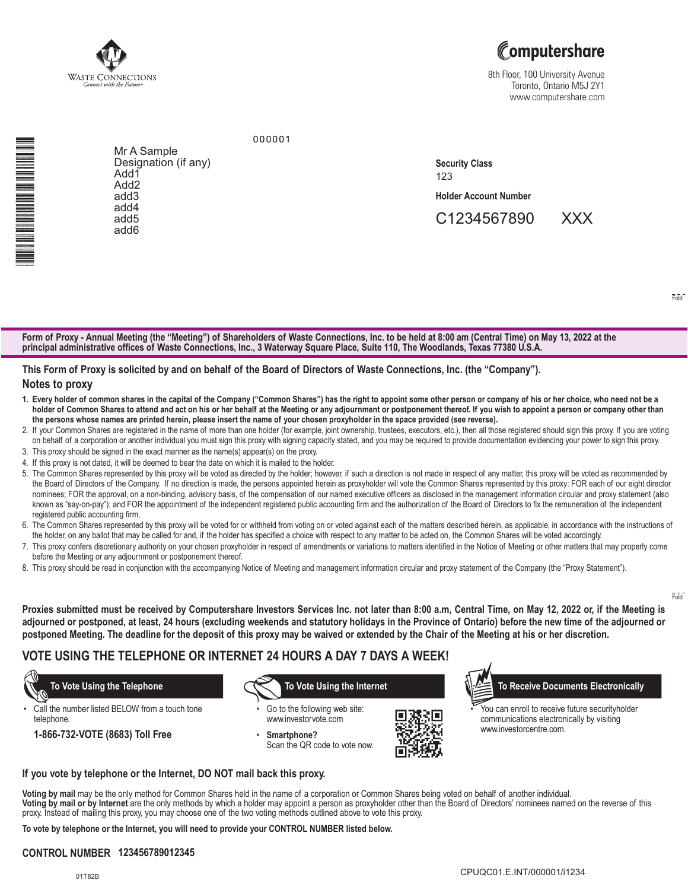WASTE CONNECTIONS
Connect with the Future

Computershare

8th Floor, 100 University Avenue
Toronto, Ontario M5J 2Y1
www.computershare.com

000001

Mr A Sample
Designation (if any)
Add1
Add2
add3
add4
add5
add6

**Security Class**
123

**Holder Account Number**

C1234567890 XXX

Fold

**Form of Proxy - Annual Meeting (the "Meeting") of Shareholders of Waste Connections, Inc. to be held at 8:00 am (Central Time) on May 13, 2022 at the principal administrative offices of Waste Connections, Inc., 3 Waterway Square Place, Suite 110, The Woodlands, Texas 77380 U.S.A.**

**This Form of Proxy is solicited by and on behalf of the Board of Directors of Waste Connections, Inc. (the "Company").**

## Notes to proxy

1. **Every holder of common shares in the capital of the Company ("Common Shares") has the right to appoint some other person or company of his or her choice, who need not be a holder of Common Shares to attend and act on his or her behalf at the Meeting or any adjournment or postponement thereof. If you wish to appoint a person or company other than the persons whose names are printed herein, please insert the name of your chosen proxyholder in the space provided (see reverse).**
2. If your Common Shares are registered in the name of more than one holder (for example, joint ownership, trustees, executors, etc.), then all those registered should sign this proxy. If you are voting on behalf of a corporation or another individual you must sign this proxy with signing capacity stated, and you may be required to provide documentation evidencing your power to sign this proxy.
3. This proxy should be signed in the exact manner as the name(s) appear(s) on the proxy.
4. If this proxy is not dated, it will be deemed to bear the date on which it is mailed to the holder.
5. The Common Shares represented by this proxy will be voted as directed by the holder; however, if such a direction is not made in respect of any matter, this proxy will be voted as recommended by the Board of Directors of the Company. If no direction is made, the persons appointed herein as proxyholder will vote the Common Shares represented by this proxy: FOR each of our eight director nominees; FOR the approval, on a non-binding, advisory basis, of the compensation of our named executive officers as disclosed in the management information circular and proxy statement (also known as "say-on-pay"); and FOR the appointment of the independent registered public accounting firm and the authorization of the Board of Directors to fix the remuneration of the independent registered public accounting firm.
6. The Common Shares represented by this proxy will be voted for or withheld from voting on or voted against each of the matters described herein, as applicable, in accordance with the instructions of the holder, on any ballot that may be called for and, if the holder has specified a choice with respect to any matter to be acted on, the Common Shares will be voted accordingly.
7. This proxy confers discretionary authority on your chosen proxyholder in respect of amendments or variations to matters identified in the Notice of Meeting or other matters that may properly come before the Meeting or any adjournment or postponement thereof.
8. This proxy should be read in conjunction with the accompanying Notice of Meeting and management information circular and proxy statement of the Company (the "Proxy Statement").

Fold

**Proxies submitted must be received by Computershare Investors Services Inc. not later than 8:00 a.m, Central Time, on May 12, 2022 or, if the Meeting is adjourned or postponed, at least, 24 hours (excluding weekends and statutory holidays in the Province of Ontario) before the new time of the adjourned or postponed Meeting. The deadline for the deposit of this proxy may be waived or extended by the Chair of the Meeting at his or her discretion.**

## VOTE USING THE TELEPHONE OR INTERNET 24 HOURS A DAY 7 DAYS A WEEK!

**To Vote Using the Telephone**

- Call the number listed BELOW from a touch tone telephone.

**1-866-732-VOTE (8683) Toll Free**

**To Vote Using the Internet**

- Go to the following web site: www.investorvote.com
- **Smartphone?** Scan the QR code to vote now.

**To Receive Documents Electronically**

- You can enroll to receive future securityholder communications electronically by visiting www.investorcentre.com.

**If you vote by telephone or the Internet, DO NOT mail back this proxy.**

**Voting by mail** may be the only method for Common Shares held in the name of a corporation or Common Shares being voted on behalf of another individual.
**Voting by mail or by Internet** are the only methods by which a holder may appoint a person as proxyholder other than the Board of Directors' nominees named on the reverse of this proxy. Instead of mailing this proxy, you may choose one of the two voting methods outlined above to vote this proxy.

**To vote by telephone or the Internet, you will need to provide your CONTROL NUMBER listed below.**

**CONTROL NUMBER 123456789012345**

01T82B

CPUQC01.E.INT/000001/i1234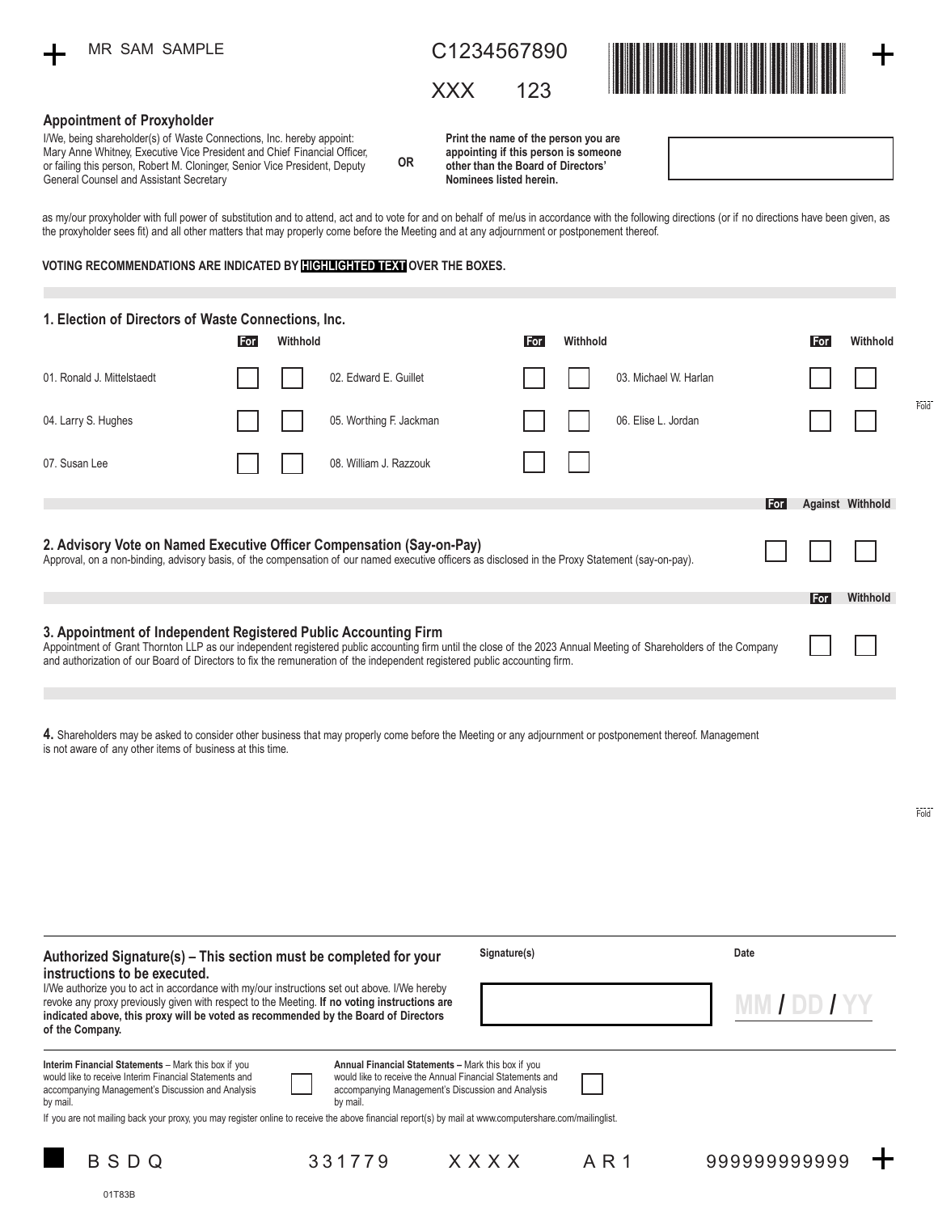MR SAM SAMPLE

C1234567890

XXX 123

## Appointment of Proxyholder

I/We, being shareholder(s) of Waste Connections, Inc. hereby appoint: Mary Anne Whitney, Executive Vice President and Chief Financial Officer, or failing this person, Robert M. Cloninger, Senior Vice President, Deputy General Counsel and Assistant Secretary

**OR**

**Print the name of the person you are appointing if this person is someone other than the Board of Directors' Nominees listed herein.**

as my/our proxyholder with full power of substitution and to attend, act and to vote for and on behalf of me/us in accordance with the following directions (or if no directions have been given, as the proxyholder sees fit) and all other matters that may properly come before the Meeting and at any adjournment or postponement thereof.

**VOTING RECOMMENDATIONS ARE INDICATED BY HIGHLIGHTED TEXT OVER THE BOXES.**

### 1. Election of Directors of Waste Connections, Inc.

| | For | Withhold | | For | Withhold | | For | Withhold |
|---|---|---|---|---|---|---|---|---|
| 01. Ronald J. Mittelstaedt | ☐ | ☐ | 02. Edward E. Guillet | ☐ | ☐ | 03. Michael W. Harlan | ☐ | ☐ |
| 04. Larry S. Hughes | ☐ | ☐ | 05. Worthing F. Jackman | ☐ | ☐ | 06. Elise L. Jordan | ☐ | ☐ |
| 07. Susan Lee | ☐ | ☐ | 08. William J. Razzouk | ☐ | ☐ | | | |

### 2. Advisory Vote on Named Executive Officer Compensation (Say-on-Pay)

Approval, on a non-binding, advisory basis, of the compensation of our named executive officers as disclosed in the Proxy Statement (say-on-pay).

| For | Against | Withhold |
|---|---|---|
| ☐ | ☐ | ☐ |

### 3. Appointment of Independent Registered Public Accounting Firm

Appointment of Grant Thornton LLP as our independent registered public accounting firm until the close of the 2023 Annual Meeting of Shareholders of the Company and authorization of our Board of Directors to fix the remuneration of the independent registered public accounting firm.

| For | Withhold |
|---|---|
| ☐ | ☐ |

**4.** Shareholders may be asked to consider other business that may properly come before the Meeting or any adjournment or postponement thereof. Management is not aware of any other items of business at this time.

**Authorized Signature(s) – This section must be completed for your instructions to be executed.**

I/We authorize you to act in accordance with my/our instructions set out above. I/We hereby revoke any proxy previously given with respect to the Meeting. **If no voting instructions are indicated above, this proxy will be voted as recommended by the Board of Directors of the Company.**

Signature(s)

Date

MM / DD / YY

**Interim Financial Statements** – Mark this box if you would like to receive Interim Financial Statements and accompanying Management's Discussion and Analysis by mail. ☐

**Annual Financial Statements** – Mark this box if you would like to receive the Annual Financial Statements and accompanying Management's Discussion and Analysis by mail. ☐

If you are not mailing back your proxy, you may register online to receive the above financial report(s) by mail at www.computershare.com/mailinglist.

B S D Q 3 3 1 7 7 9 X X X X A R 1 999999999999

01T83B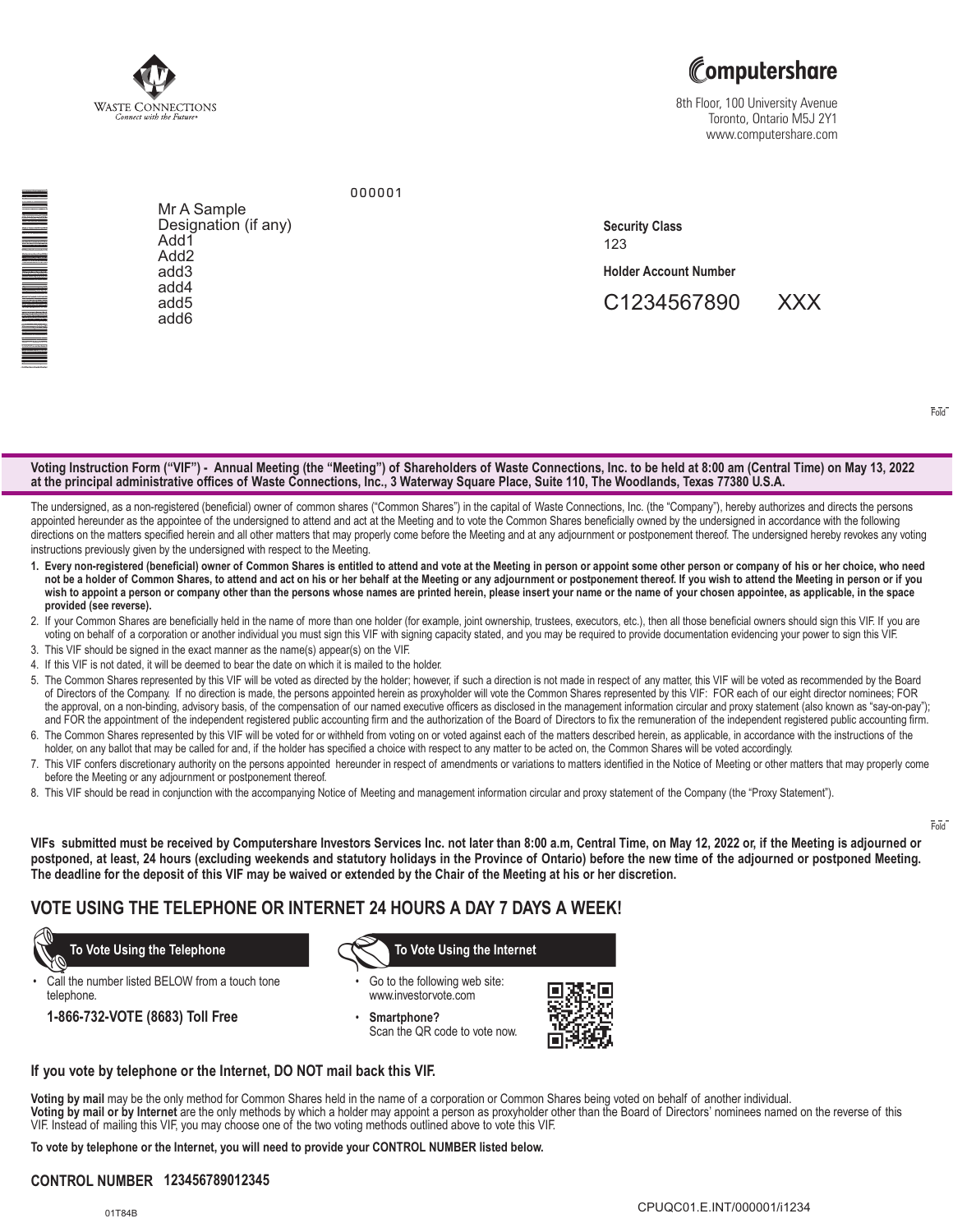WASTE CONNECTIONS
*Connect with the Future*

Computershare

8th Floor, 100 University Avenue
Toronto, Ontario M5J 2Y1
www.computershare.com

000001

Mr A Sample
Designation (if any)
Add1
Add2
add3
add4
add5
add6

**Security Class**
123

**Holder Account Number**

C1234567890 XXX

Fold

**Voting Instruction Form ("VIF") - Annual Meeting (the "Meeting") of Shareholders of Waste Connections, Inc. to be held at 8:00 am (Central Time) on May 13, 2022 at the principal administrative offices of Waste Connections, Inc., 3 Waterway Square Place, Suite 110, The Woodlands, Texas 77380 U.S.A.**

The undersigned, as a non-registered (beneficial) owner of common shares ("Common Shares") in the capital of Waste Connections, Inc. (the "Company"), hereby authorizes and directs the persons appointed hereunder as the appointee of the undersigned to attend and act at the Meeting and to vote the Common Shares beneficially owned by the undersigned in accordance with the following directions on the matters specified herein and all other matters that may properly come before the Meeting and at any adjournment or postponement thereof. The undersigned hereby revokes any voting instructions previously given by the undersigned with respect to the Meeting.

1. **Every non-registered (beneficial) owner of Common Shares is entitled to attend and vote at the Meeting in person or appoint some other person or company of his or her choice, who need not be a holder of Common Shares, to attend and act on his or her behalf at the Meeting or any adjournment or postponement thereof. If you wish to attend the Meeting in person or if you wish to appoint a person or company other than the persons whose names are printed herein, please insert your name or the name of your chosen appointee, as applicable, in the space provided (see reverse).**
2. If your Common Shares are beneficially held in the name of more than one holder (for example, joint ownership, trustees, executors, etc.), then all those beneficial owners should sign this VIF. If you are voting on behalf of a corporation or another individual you must sign this VIF with signing capacity stated, and you may be required to provide documentation evidencing your power to sign this VIF.
3. This VIF should be signed in the exact manner as the name(s) appear(s) on the VIF.
4. If this VIF is not dated, it will be deemed to bear the date on which it is mailed to the holder.
5. The Common Shares represented by this VIF will be voted as directed by the holder; however, if such a direction is not made in respect of any matter, this VIF will be voted as recommended by the Board of Directors of the Company. If no direction is made, the persons appointed herein as proxyholder will vote the Common Shares represented by this VIF: FOR each of our eight director nominees; FOR the approval, on a non-binding, advisory basis, of the compensation of our named executive officers as disclosed in the management information circular and proxy statement (also known as "say-on-pay"); and FOR the appointment of the independent registered public accounting firm and the authorization of the Board of Directors to fix the remuneration of the independent registered public accounting firm.
6. The Common Shares represented by this VIF will be voted for or withheld from voting on or voted against each of the matters described herein, as applicable, in accordance with the instructions of the holder, on any ballot that may be called for and, if the holder has specified a choice with respect to any matter to be acted on, the Common Shares will be voted accordingly.
7. This VIF confers discretionary authority on the persons appointed hereunder in respect of amendments or variations to matters identified in the Notice of Meeting or other matters that may properly come before the Meeting or any adjournment or postponement thereof.
8. This VIF should be read in conjunction with the accompanying Notice of Meeting and management information circular and proxy statement of the Company (the "Proxy Statement").

Fold

**VIFs submitted must be received by Computershare Investors Services Inc. not later than 8:00 a.m, Central Time, on May 12, 2022 or, if the Meeting is adjourned or postponed, at least, 24 hours (excluding weekends and statutory holidays in the Province of Ontario) before the new time of the adjourned or postponed Meeting. The deadline for the deposit of this VIF may be waived or extended by the Chair of the Meeting at his or her discretion.**

## VOTE USING THE TELEPHONE OR INTERNET 24 HOURS A DAY 7 DAYS A WEEK!

**To Vote Using the Telephone**

- Call the number listed BELOW from a touch tone telephone.

**1-866-732-VOTE (8683) Toll Free**

**To Vote Using the Internet**

- Go to the following web site: www.investorvote.com
- **Smartphone?** Scan the QR code to vote now.

**If you vote by telephone or the Internet, DO NOT mail back this VIF.**

**Voting by mail** may be the only method for Common Shares held in the name of a corporation or Common Shares being voted on behalf of another individual.
**Voting by mail or by Internet** are the only methods by which a holder may appoint a person as proxyholder other than the Board of Directors' nominees named on the reverse of this VIF. Instead of mailing this VIF, you may choose one of the two voting methods outlined above to vote this VIF.

**To vote by telephone or the Internet, you will need to provide your CONTROL NUMBER listed below.**

**CONTROL NUMBER 123456789012345**

01T84B

CPUQC01.E.INT/000001/i1234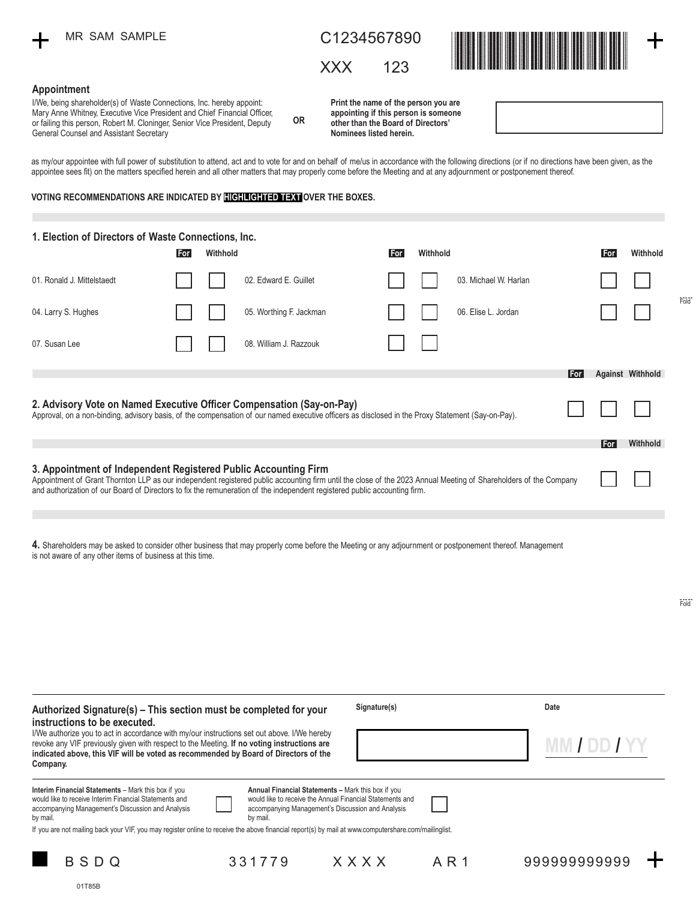MR SAM SAMPLE

C1234567890

XXX 123

## Appointment

I/We, being shareholder(s) of Waste Connections, Inc. hereby appoint: Mary Anne Whitney, Executive Vice President and Chief Financial Officer, or failing this person, Robert M. Cloninger, Senior Vice President, Deputy General Counsel and Assistant Secretary

**OR**

**Print the name of the person you are appointing if this person is someone other than the Board of Directors' Nominees listed herein.**

as my/our appointee with full power of substitution to attend, act and to vote for and on behalf of me/us in accordance with the following directions (or if no directions have been given, as the appointee sees fit) on the matters specified herein and all other matters that may properly come before the Meeting and at any adjournment or postponement thereof.

**VOTING RECOMMENDATIONS ARE INDICATED BY HIGHLIGHTED TEXT OVER THE BOXES.**

### 1. Election of Directors of Waste Connections, Inc.

| | For | Withhold | | For | Withhold | | For | Withhold |
|---|---|---|---|---|---|---|---|---|
| 01. Ronald J. Mittelstaedt | ☐ | ☐ | 02. Edward E. Guillet | ☐ | ☐ | 03. Michael W. Harlan | ☐ | ☐ |
| 04. Larry S. Hughes | ☐ | ☐ | 05. Worthing F. Jackman | ☐ | ☐ | 06. Elise L. Jordan | ☐ | ☐ |
| 07. Susan Lee | ☐ | ☐ | 08. William J. Razzouk | ☐ | ☐ | | | |

### 2. Advisory Vote on Named Executive Officer Compensation (Say-on-Pay)

Approval, on a non-binding, advisory basis, of the compensation of our named executive officers as disclosed in the Proxy Statement (Say-on-Pay).

| For | Against | Withhold |
|---|---|---|
| ☐ | ☐ | ☐ |

### 3. Appointment of Independent Registered Public Accounting Firm

Appointment of Grant Thornton LLP as our independent registered public accounting firm until the close of the 2023 Annual Meeting of Shareholders of the Company and authorization of our Board of Directors to fix the remuneration of the independent registered public accounting firm.

| For | Withhold |
|---|---|
| ☐ | ☐ |

**4.** Shareholders may be asked to consider other business that may properly come before the Meeting or any adjournment or postponement thereof. Management is not aware of any other items of business at this time.

Fold

Fold

**Authorized Signature(s) – This section must be completed for your instructions to be executed.**

I/We authorize you to act in accordance with my/our instructions set out above. I/We hereby revoke any VIF previously given with respect to the Meeting. **If no voting instructions are indicated above, this VIF will be voted as recommended by Board of Directors of the Company.**

Signature(s)

Date

MM / DD / YY

**Interim Financial Statements** – Mark this box if you would like to receive Interim Financial Statements and accompanying Management's Discussion and Analysis by mail. ☐

**Annual Financial Statements** – Mark this box if you would like to receive the Annual Financial Statements and accompanying Management's Discussion and Analysis by mail. ☐

If you are not mailing back your VIF, you may register online to receive the above financial report(s) by mail at www.computershare.com/mailinglist.

BSDQ 331779 XXXX AR1 999999999999

01T85B